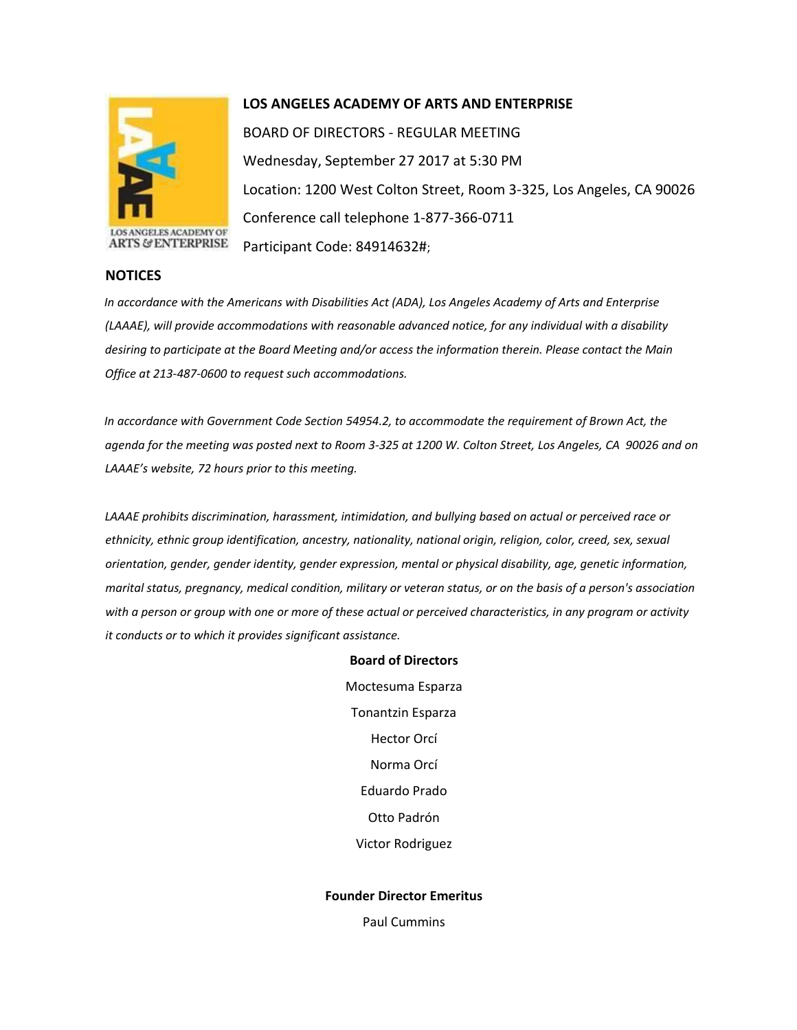# LOS ANGELES ACADEMY OF ARTS AND ENTERPRISE

BOARD OF DIRECTORS - REGULAR MEETING

Wednesday, September 27 2017 at 5:30 PM

Location: 1200 West Colton Street, Room 3-325, Los Angeles, CA 90026

Conference call telephone 1-877-366-0711

Participant Code: 84914632#;

## NOTICES

*In accordance with the Americans with Disabilities Act (ADA), Los Angeles Academy of Arts and Enterprise (LAAAE), will provide accommodations with reasonable advanced notice, for any individual with a disability desiring to participate at the Board Meeting and/or access the information therein. Please contact the Main Office at 213-487-0600 to request such accommodations.*

*In accordance with Government Code Section 54954.2, to accommodate the requirement of Brown Act, the agenda for the meeting was posted next to Room 3-325 at 1200 W. Colton Street, Los Angeles, CA 90026 and on LAAAE's website, 72 hours prior to this meeting.*

*LAAAE prohibits discrimination, harassment, intimidation, and bullying based on actual or perceived race or ethnicity, ethnic group identification, ancestry, nationality, national origin, religion, color, creed, sex, sexual orientation, gender, gender identity, gender expression, mental or physical disability, age, genetic information, marital status, pregnancy, medical condition, military or veteran status, or on the basis of a person's association with a person or group with one or more of these actual or perceived characteristics, in any program or activity it conducts or to which it provides significant assistance.*

**Board of Directors**

Moctesuma Esparza

Tonantzin Esparza

Hector Orcí

Norma Orcí

Eduardo Prado

Otto Padrón

Victor Rodriguez

**Founder Director Emeritus**

Paul Cummins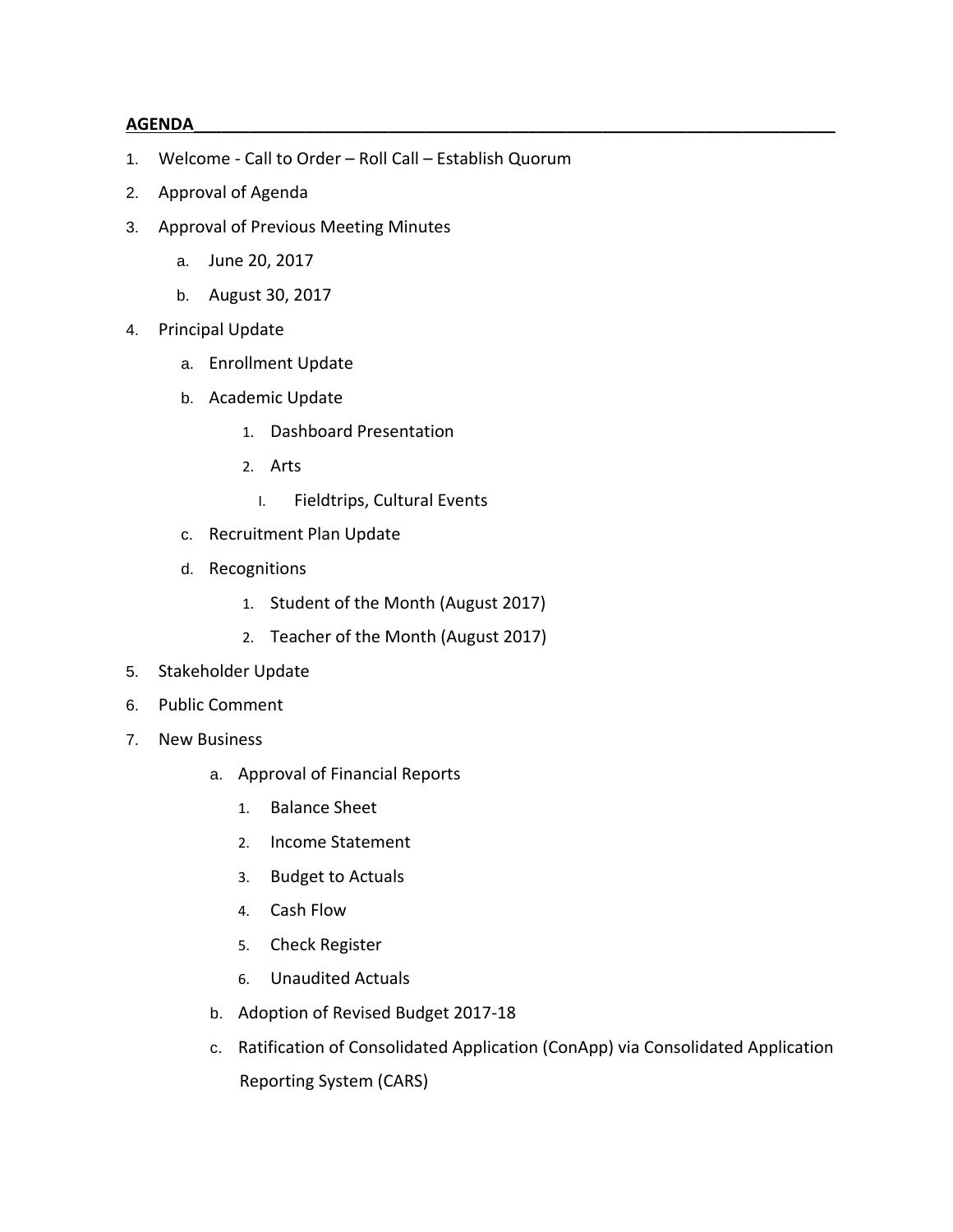**AGENDA**

1. Welcome - Call to Order – Roll Call – Establish Quorum
2. Approval of Agenda
3. Approval of Previous Meeting Minutes
   a. June 20, 2017
   b. August 30, 2017
4. Principal Update
   a. Enrollment Update
   b. Academic Update
      1. Dashboard Presentation
      2. Arts
         I. Fieldtrips, Cultural Events
   c. Recruitment Plan Update
   d. Recognitions
      1. Student of the Month (August 2017)
      2. Teacher of the Month (August 2017)
5. Stakeholder Update
6. Public Comment
7. New Business
   a. Approval of Financial Reports
      1. Balance Sheet
      2. Income Statement
      3. Budget to Actuals
      4. Cash Flow
      5. Check Register
      6. Unaudited Actuals
   b. Adoption of Revised Budget 2017-18
   c. Ratification of Consolidated Application (ConApp) via Consolidated Application Reporting System (CARS)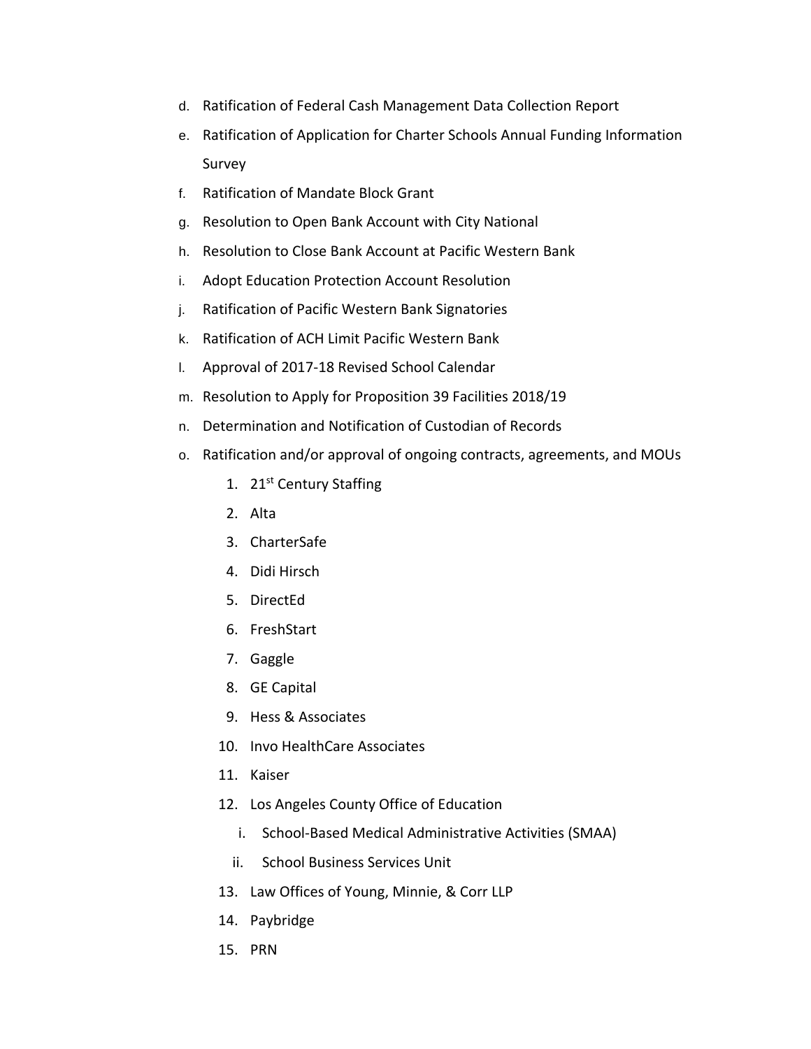d. Ratification of Federal Cash Management Data Collection Report
e. Ratification of Application for Charter Schools Annual Funding Information Survey
f. Ratification of Mandate Block Grant
g. Resolution to Open Bank Account with City National
h. Resolution to Close Bank Account at Pacific Western Bank
i. Adopt Education Protection Account Resolution
j. Ratification of Pacific Western Bank Signatories
k. Ratification of ACH Limit Pacific Western Bank
l. Approval of 2017-18 Revised School Calendar
m. Resolution to Apply for Proposition 39 Facilities 2018/19
n. Determination and Notification of Custodian of Records
o. Ratification and/or approval of ongoing contracts, agreements, and MOUs
   1. 21st Century Staffing
   2. Alta
   3. CharterSafe
   4. Didi Hirsch
   5. DirectEd
   6. FreshStart
   7. Gaggle
   8. GE Capital
   9. Hess & Associates
   10. Invo HealthCare Associates
   11. Kaiser
   12. Los Angeles County Office of Education
       i. School-Based Medical Administrative Activities (SMAA)
       ii. School Business Services Unit
   13. Law Offices of Young, Minnie, & Corr LLP
   14. Paybridge
   15. PRN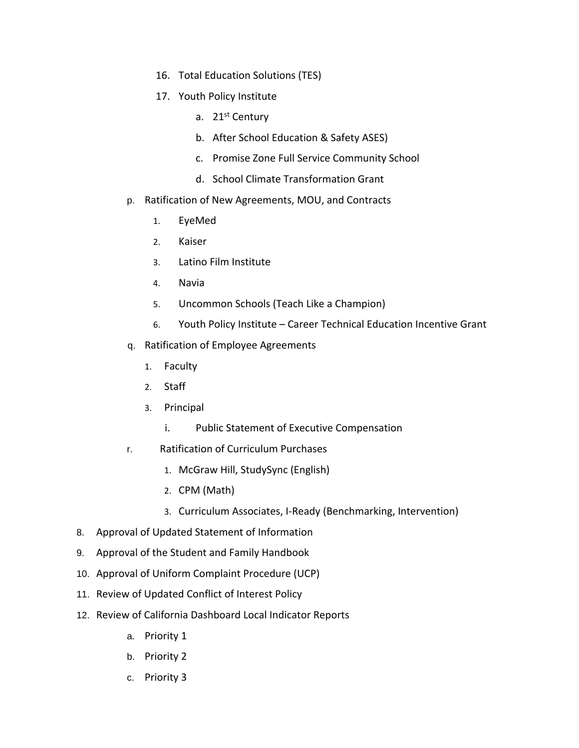16. Total Education Solutions (TES)
17. Youth Policy Institute
    a. 21st Century
    b. After School Education & Safety ASES)
    c. Promise Zone Full Service Community School
    d. School Climate Transformation Grant

p. Ratification of New Agreements, MOU, and Contracts
   1. EyeMed
   2. Kaiser
   3. Latino Film Institute
   4. Navia
   5. Uncommon Schools (Teach Like a Champion)
   6. Youth Policy Institute – Career Technical Education Incentive Grant

q. Ratification of Employee Agreements
   1. Faculty
   2. Staff
   3. Principal
      i. Public Statement of Executive Compensation

r. Ratification of Curriculum Purchases
   1. McGraw Hill, StudySync (English)
   2. CPM (Math)
   3. Curriculum Associates, I-Ready (Benchmarking, Intervention)

8. Approval of Updated Statement of Information
9. Approval of the Student and Family Handbook
10. Approval of Uniform Complaint Procedure (UCP)
11. Review of Updated Conflict of Interest Policy
12. Review of California Dashboard Local Indicator Reports
    a. Priority 1
    b. Priority 2
    c. Priority 3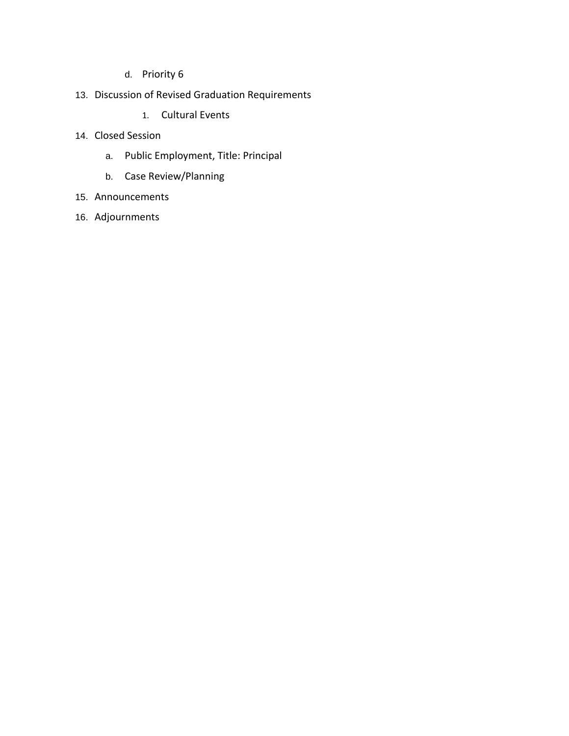d. Priority 6

13. Discussion of Revised Graduation Requirements
      1. Cultural Events
14. Closed Session
    a. Public Employment, Title: Principal
    b. Case Review/Planning
15. Announcements
16. Adjournments